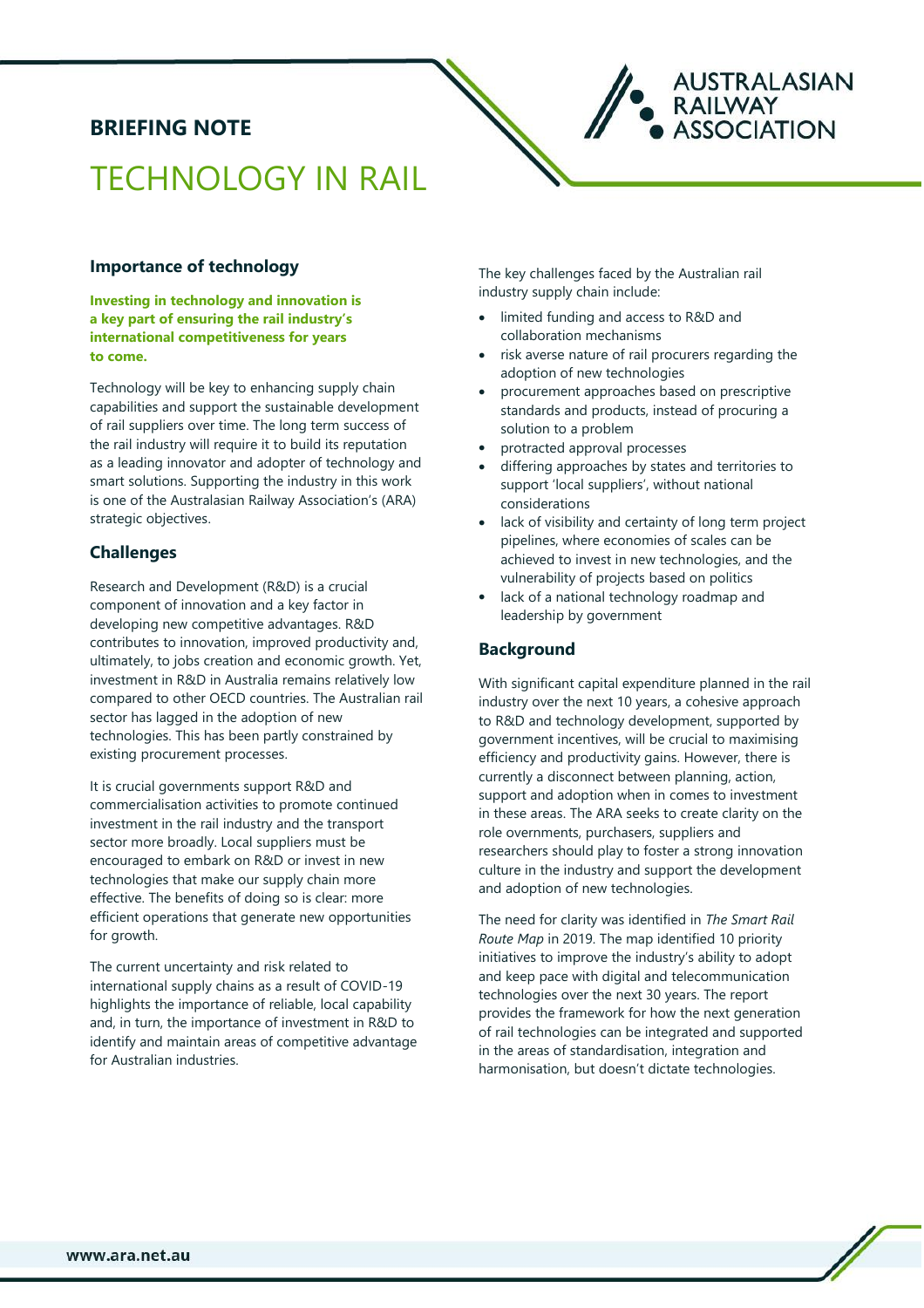**BRIEFING NOTE**

# TECHNOLOGY IN RAIL

AUSTRALASIAN RAILWAY ASSOCIATION

## Importance of technology

**Investing in technology and innovation is a key part of ensuring the rail industry's international competitiveness for years to come.**

Technology will be key to enhancing supply chain capabilities and support the sustainable development of rail suppliers over time. The long term success of the rail industry will require it to build its reputation as a leading innovator and adopter of technology and smart solutions. Supporting the industry in this work is one of the Australasian Railway Association's (ARA) strategic objectives.

## Challenges

Research and Development (R&D) is a crucial component of innovation and a key factor in developing new competitive advantages. R&D contributes to innovation, improved productivity and, ultimately, to jobs creation and economic growth. Yet, investment in R&D in Australia remains relatively low compared to other OECD countries. The Australian rail sector has lagged in the adoption of new technologies. This has been partly constrained by existing procurement processes.

It is crucial governments support R&D and commercialisation activities to promote continued investment in the rail industry and the transport sector more broadly. Local suppliers must be encouraged to embark on R&D or invest in new technologies that make our supply chain more effective. The benefits of doing so is clear: more efficient operations that generate new opportunities for growth.

The current uncertainty and risk related to international supply chains as a result of COVID-19 highlights the importance of reliable, local capability and, in turn, the importance of investment in R&D to identify and maintain areas of competitive advantage for Australian industries.

The key challenges faced by the Australian rail industry supply chain include:

- limited funding and access to R&D and collaboration mechanisms
- risk averse nature of rail procurers regarding the adoption of new technologies
- procurement approaches based on prescriptive standards and products, instead of procuring a solution to a problem
- protracted approval processes
- differing approaches by states and territories to support 'local suppliers', without national considerations
- lack of visibility and certainty of long term project pipelines, where economies of scales can be achieved to invest in new technologies, and the vulnerability of projects based on politics
- lack of a national technology roadmap and leadership by government

## Background

With significant capital expenditure planned in the rail industry over the next 10 years, a cohesive approach to R&D and technology development, supported by government incentives, will be crucial to maximising efficiency and productivity gains. However, there is currently a disconnect between planning, action, support and adoption when in comes to investment in these areas. The ARA seeks to create clarity on the role overnments, purchasers, suppliers and researchers should play to foster a strong innovation culture in the industry and support the development and adoption of new technologies.

The need for clarity was identified in *The Smart Rail Route Map* in 2019. The map identified 10 priority initiatives to improve the industry's ability to adopt and keep pace with digital and telecommunication technologies over the next 30 years. The report provides the framework for how the next generation of rail technologies can be integrated and supported in the areas of standardisation, integration and harmonisation, but doesn't dictate technologies.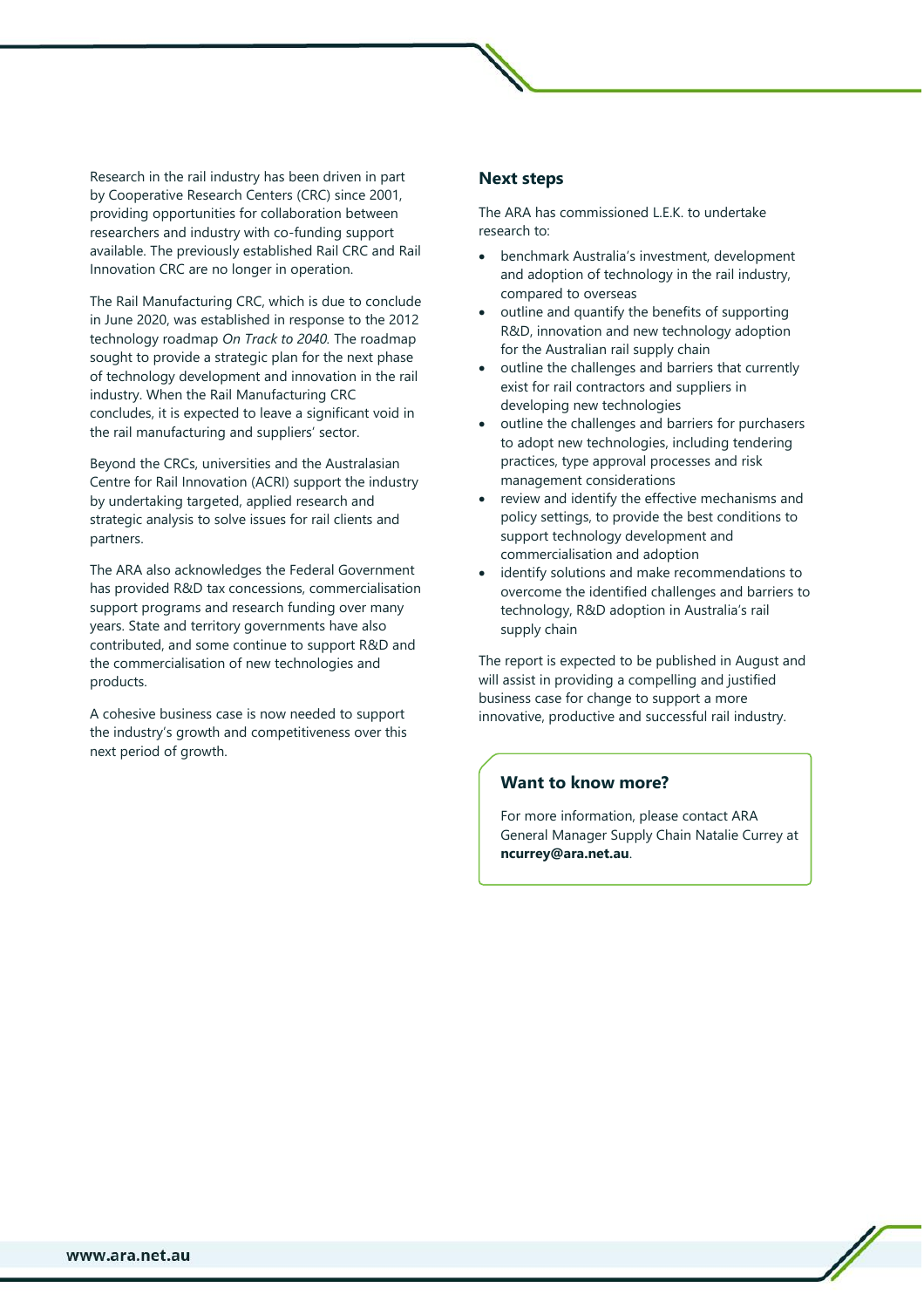Research in the rail industry has been driven in part by Cooperative Research Centers (CRC) since 2001, providing opportunities for collaboration between researchers and industry with co-funding support available. The previously established Rail CRC and Rail Innovation CRC are no longer in operation.

The Rail Manufacturing CRC, which is due to conclude in June 2020, was established in response to the 2012 technology roadmap *On Track to 2040.* The roadmap sought to provide a strategic plan for the next phase of technology development and innovation in the rail industry. When the Rail Manufacturing CRC concludes, it is expected to leave a significant void in the rail manufacturing and suppliers' sector.

Beyond the CRCs, universities and the Australasian Centre for Rail Innovation (ACRI) support the industry by undertaking targeted, applied research and strategic analysis to solve issues for rail clients and partners.

The ARA also acknowledges the Federal Government has provided R&D tax concessions, commercialisation support programs and research funding over many years. State and territory governments have also contributed, and some continue to support R&D and the commercialisation of new technologies and products.

A cohesive business case is now needed to support the industry's growth and competitiveness over this next period of growth.

## Next steps

The ARA has commissioned L.E.K. to undertake research to:

- benchmark Australia's investment, development and adoption of technology in the rail industry, compared to overseas
- outline and quantify the benefits of supporting R&D, innovation and new technology adoption for the Australian rail supply chain
- outline the challenges and barriers that currently exist for rail contractors and suppliers in developing new technologies
- outline the challenges and barriers for purchasers to adopt new technologies, including tendering practices, type approval processes and risk management considerations
- review and identify the effective mechanisms and policy settings, to provide the best conditions to support technology development and commercialisation and adoption
- identify solutions and make recommendations to overcome the identified challenges and barriers to technology, R&D adoption in Australia's rail supply chain

The report is expected to be published in August and will assist in providing a compelling and justified business case for change to support a more innovative, productive and successful rail industry.

### Want to know more?

For more information, please contact ARA General Manager Supply Chain Natalie Currey at **ncurrey@ara.net.au**.